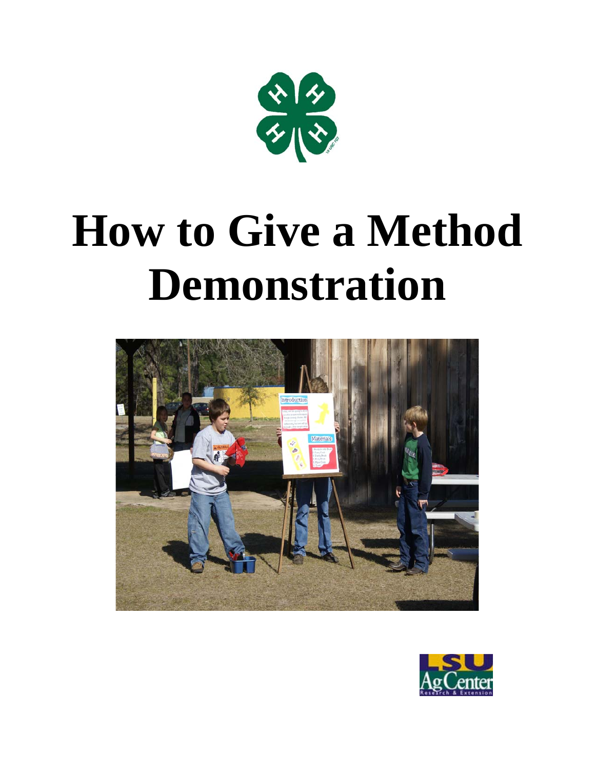# How to Give a Method Demonstration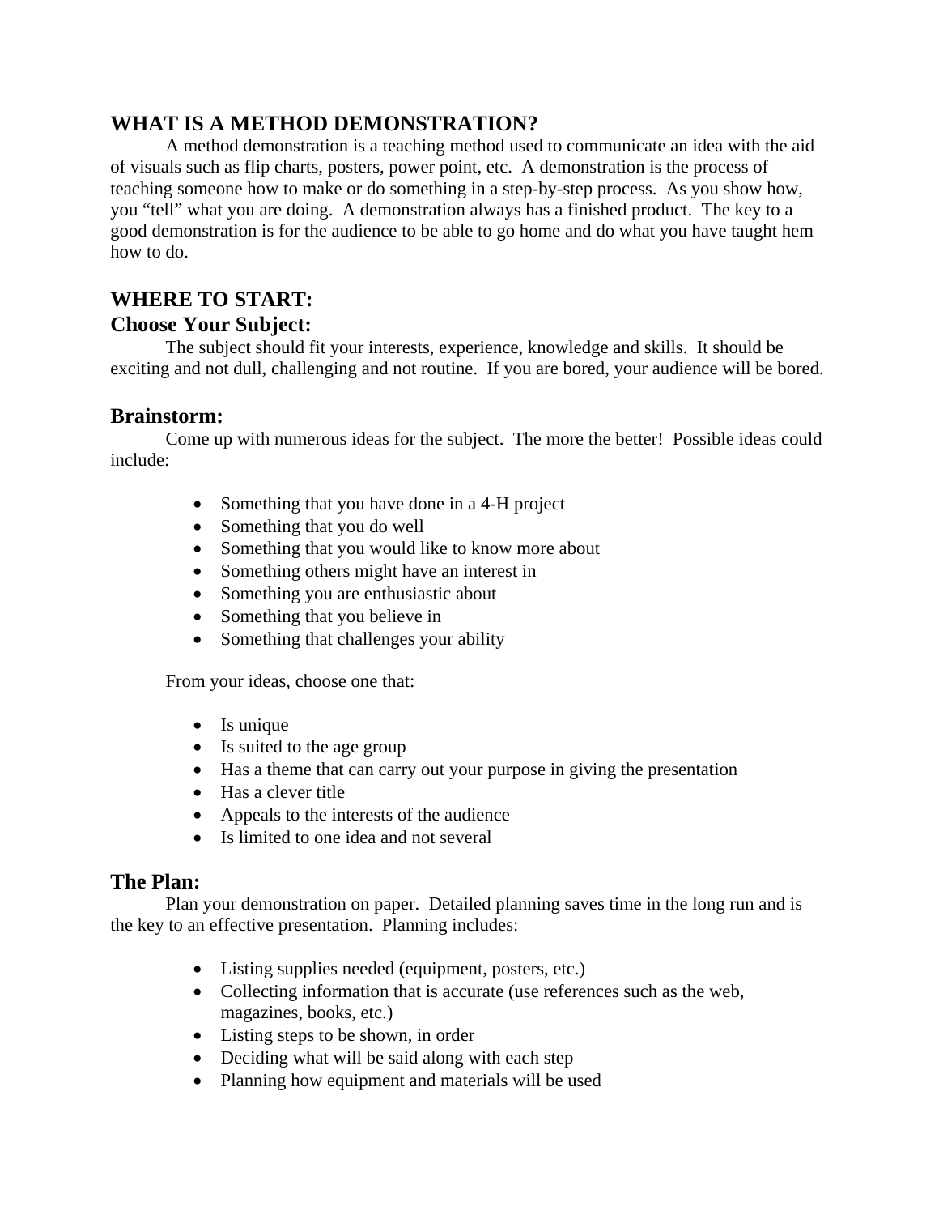## WHAT IS A METHOD DEMONSTRATION?

A method demonstration is a teaching method used to communicate an idea with the aid of visuals such as flip charts, posters, power point, etc. A demonstration is the process of teaching someone how to make or do something in a step-by-step process. As you show how, you "tell" what you are doing. A demonstration always has a finished product. The key to a good demonstration is for the audience to be able to go home and do what you have taught hem how to do.

## WHERE TO START:

### Choose Your Subject:

The subject should fit your interests, experience, knowledge and skills. It should be exciting and not dull, challenging and not routine. If you are bored, your audience will be bored.

### Brainstorm:

Come up with numerous ideas for the subject. The more the better! Possible ideas could include:

- Something that you have done in a 4-H project
- Something that you do well
- Something that you would like to know more about
- Something others might have an interest in
- Something you are enthusiastic about
- Something that you believe in
- Something that challenges your ability

From your ideas, choose one that:

- Is unique
- Is suited to the age group
- Has a theme that can carry out your purpose in giving the presentation
- Has a clever title
- Appeals to the interests of the audience
- Is limited to one idea and not several

### The Plan:

Plan your demonstration on paper. Detailed planning saves time in the long run and is the key to an effective presentation. Planning includes:

- Listing supplies needed (equipment, posters, etc.)
- Collecting information that is accurate (use references such as the web, magazines, books, etc.)
- Listing steps to be shown, in order
- Deciding what will be said along with each step
- Planning how equipment and materials will be used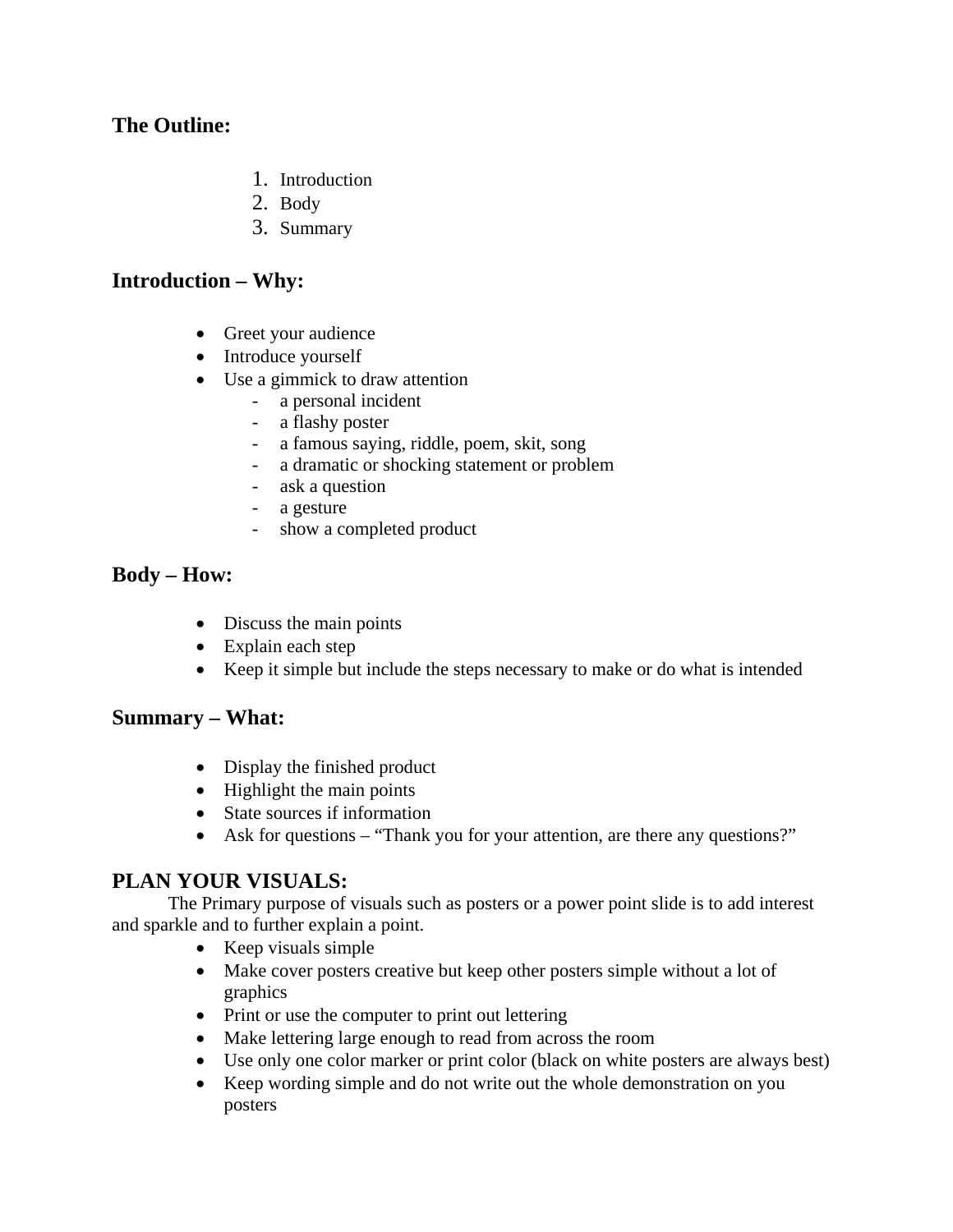## The Outline:

1. Introduction
2. Body
3. Summary

## Introduction – Why:

- Greet your audience
- Introduce yourself
- Use a gimmick to draw attention
    - a personal incident
    - a flashy poster
    - a famous saying, riddle, poem, skit, song
    - a dramatic or shocking statement or problem
    - ask a question
    - a gesture
    - show a completed product

## Body – How:

- Discuss the main points
- Explain each step
- Keep it simple but include the steps necessary to make or do what is intended

## Summary – What:

- Display the finished product
- Highlight the main points
- State sources if information
- Ask for questions – "Thank you for your attention, are there any questions?"

## PLAN YOUR VISUALS:

The Primary purpose of visuals such as posters or a power point slide is to add interest and sparkle and to further explain a point.

- Keep visuals simple
- Make cover posters creative but keep other posters simple without a lot of graphics
- Print or use the computer to print out lettering
- Make lettering large enough to read from across the room
- Use only one color marker or print color (black on white posters are always best)
- Keep wording simple and do not write out the whole demonstration on you posters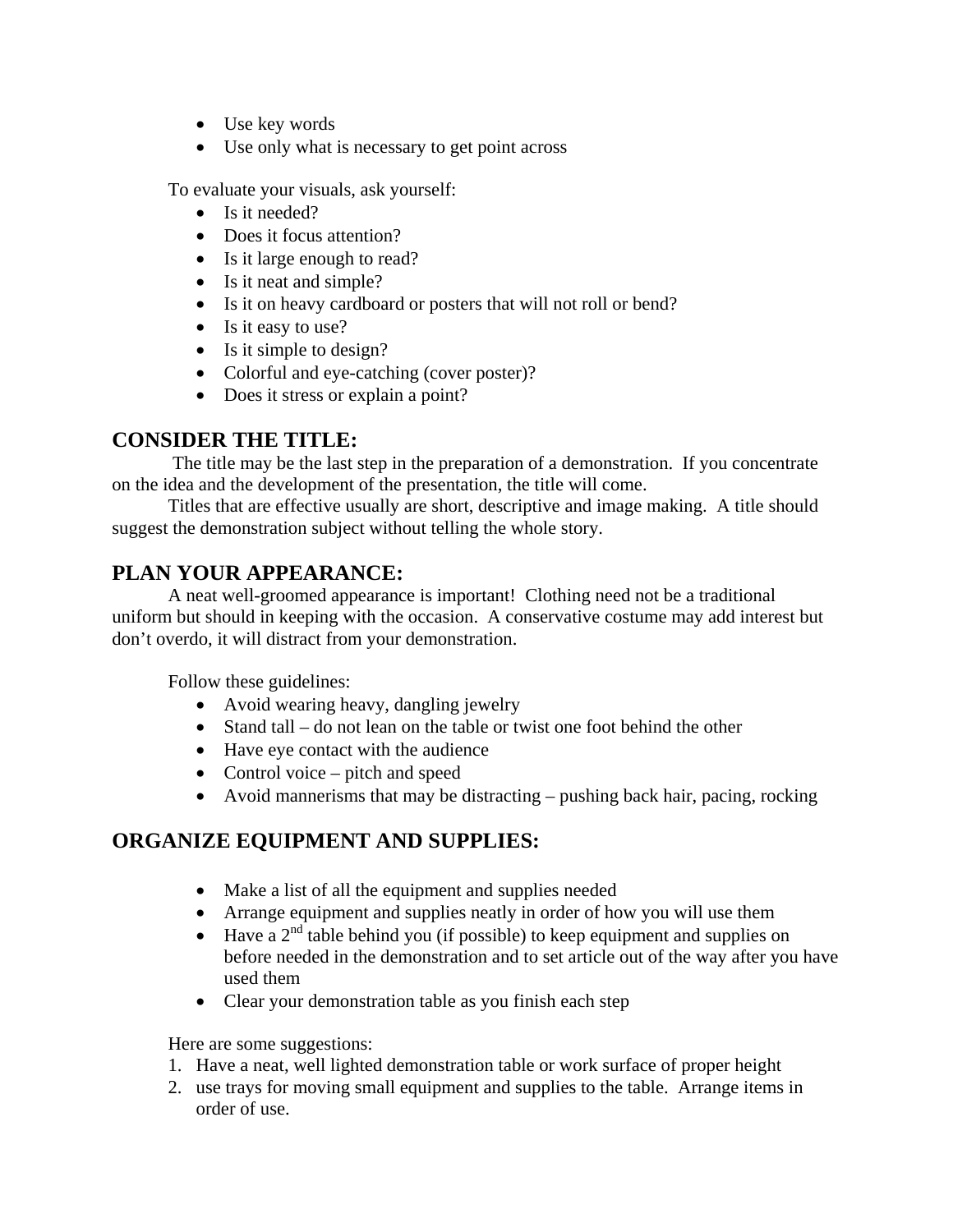- Use key words
- Use only what is necessary to get point across

To evaluate your visuals, ask yourself:

- Is it needed?
- Does it focus attention?
- Is it large enough to read?
- Is it neat and simple?
- Is it on heavy cardboard or posters that will not roll or bend?
- Is it easy to use?
- Is it simple to design?
- Colorful and eye-catching (cover poster)?
- Does it stress or explain a point?

## CONSIDER THE TITLE:

The title may be the last step in the preparation of a demonstration. If you concentrate on the idea and the development of the presentation, the title will come.

Titles that are effective usually are short, descriptive and image making. A title should suggest the demonstration subject without telling the whole story.

## PLAN YOUR APPEARANCE:

A neat well-groomed appearance is important! Clothing need not be a traditional uniform but should in keeping with the occasion. A conservative costume may add interest but don't overdo, it will distract from your demonstration.

Follow these guidelines:

- Avoid wearing heavy, dangling jewelry
- Stand tall – do not lean on the table or twist one foot behind the other
- Have eye contact with the audience
- Control voice – pitch and speed
- Avoid mannerisms that may be distracting – pushing back hair, pacing, rocking

## ORGANIZE EQUIPMENT AND SUPPLIES:

- Make a list of all the equipment and supplies needed
- Arrange equipment and supplies neatly in order of how you will use them
- Have a 2nd table behind you (if possible) to keep equipment and supplies on before needed in the demonstration and to set article out of the way after you have used them
- Clear your demonstration table as you finish each step

Here are some suggestions:

1. Have a neat, well lighted demonstration table or work surface of proper height
2. use trays for moving small equipment and supplies to the table. Arrange items in order of use.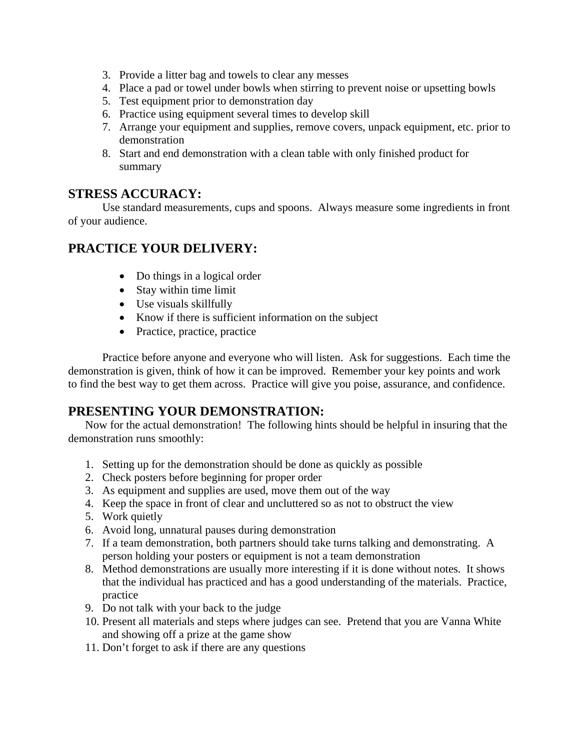3. Provide a litter bag and towels to clear any messes
4. Place a pad or towel under bowls when stirring to prevent noise or upsetting bowls
5. Test equipment prior to demonstration day
6. Practice using equipment several times to develop skill
7. Arrange your equipment and supplies, remove covers, unpack equipment, etc. prior to demonstration
8. Start and end demonstration with a clean table with only finished product for summary

## STRESS ACCURACY:

Use standard measurements, cups and spoons. Always measure some ingredients in front of your audience.

## PRACTICE YOUR DELIVERY:

- Do things in a logical order
- Stay within time limit
- Use visuals skillfully
- Know if there is sufficient information on the subject
- Practice, practice, practice

Practice before anyone and everyone who will listen. Ask for suggestions. Each time the demonstration is given, think of how it can be improved. Remember your key points and work to find the best way to get them across. Practice will give you poise, assurance, and confidence.

## PRESENTING YOUR DEMONSTRATION:

Now for the actual demonstration! The following hints should be helpful in insuring that the demonstration runs smoothly:

1. Setting up for the demonstration should be done as quickly as possible
2. Check posters before beginning for proper order
3. As equipment and supplies are used, move them out of the way
4. Keep the space in front of clear and uncluttered so as not to obstruct the view
5. Work quietly
6. Avoid long, unnatural pauses during demonstration
7. If a team demonstration, both partners should take turns talking and demonstrating. A person holding your posters or equipment is not a team demonstration
8. Method demonstrations are usually more interesting if it is done without notes. It shows that the individual has practiced and has a good understanding of the materials. Practice, practice
9. Do not talk with your back to the judge
10. Present all materials and steps where judges can see. Pretend that you are Vanna White and showing off a prize at the game show
11. Don't forget to ask if there are any questions